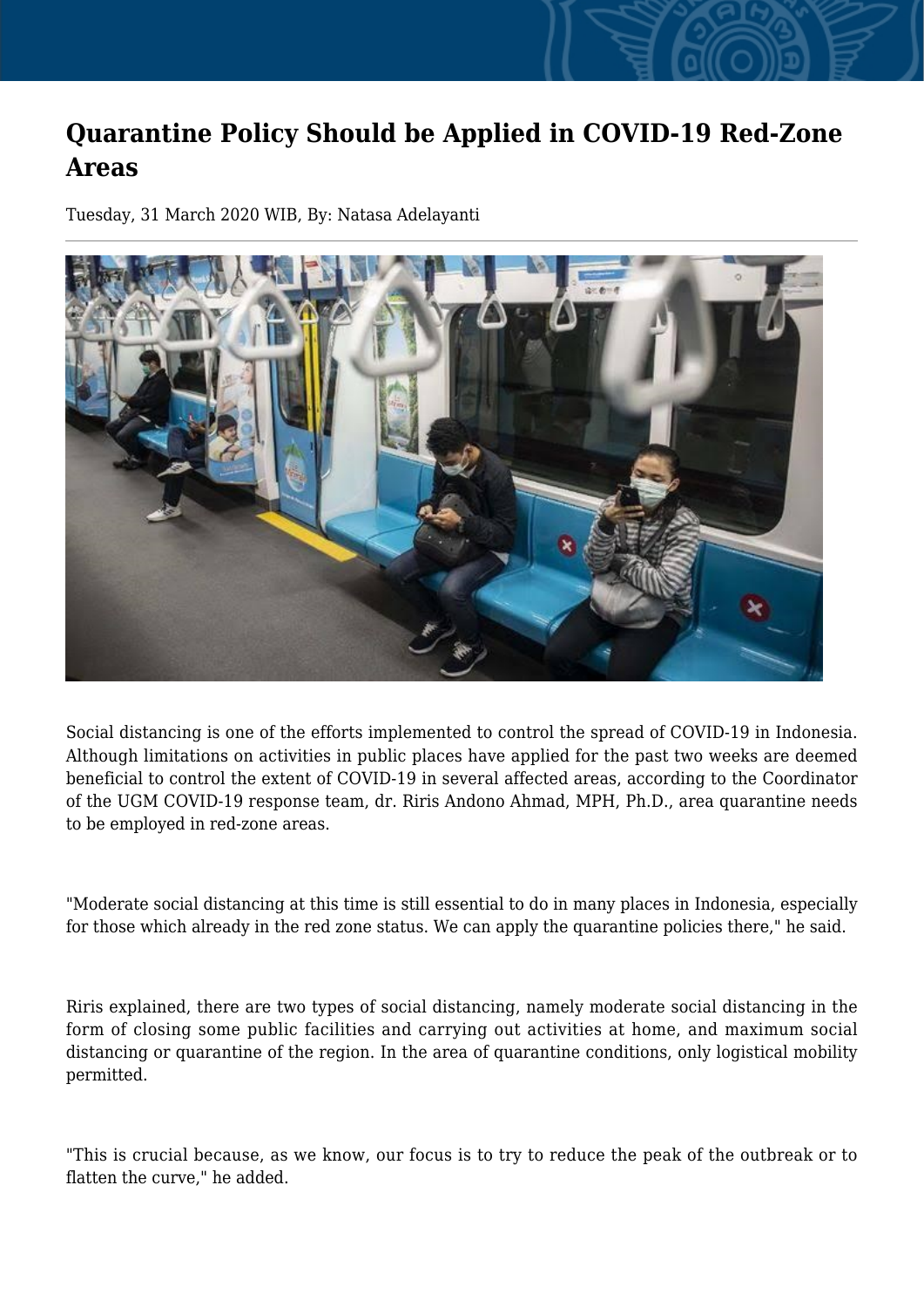# Quarantine Policy Should be Applied in COVID-19 Red-Zone Areas

Tuesday, 31 March 2020 WIB, By: Natasa Adelayanti

Social distancing is one of the efforts implemented to control the spread of COVID-19 in Indonesia. Although limitations on activities in public places have applied for the past two weeks are deemed beneficial to control the extent of COVID-19 in several affected areas, according to the Coordinator of the UGM COVID-19 response team, dr. Riris Andono Ahmad, MPH, Ph.D., area quarantine needs to be employed in red-zone areas.

"Moderate social distancing at this time is still essential to do in many places in Indonesia, especially for those which already in the red zone status. We can apply the quarantine policies there," he said.

Riris explained, there are two types of social distancing, namely moderate social distancing in the form of closing some public facilities and carrying out activities at home, and maximum social distancing or quarantine of the region. In the area of quarantine conditions, only logistical mobility permitted.

"This is crucial because, as we know, our focus is to try to reduce the peak of the outbreak or to flatten the curve," he added.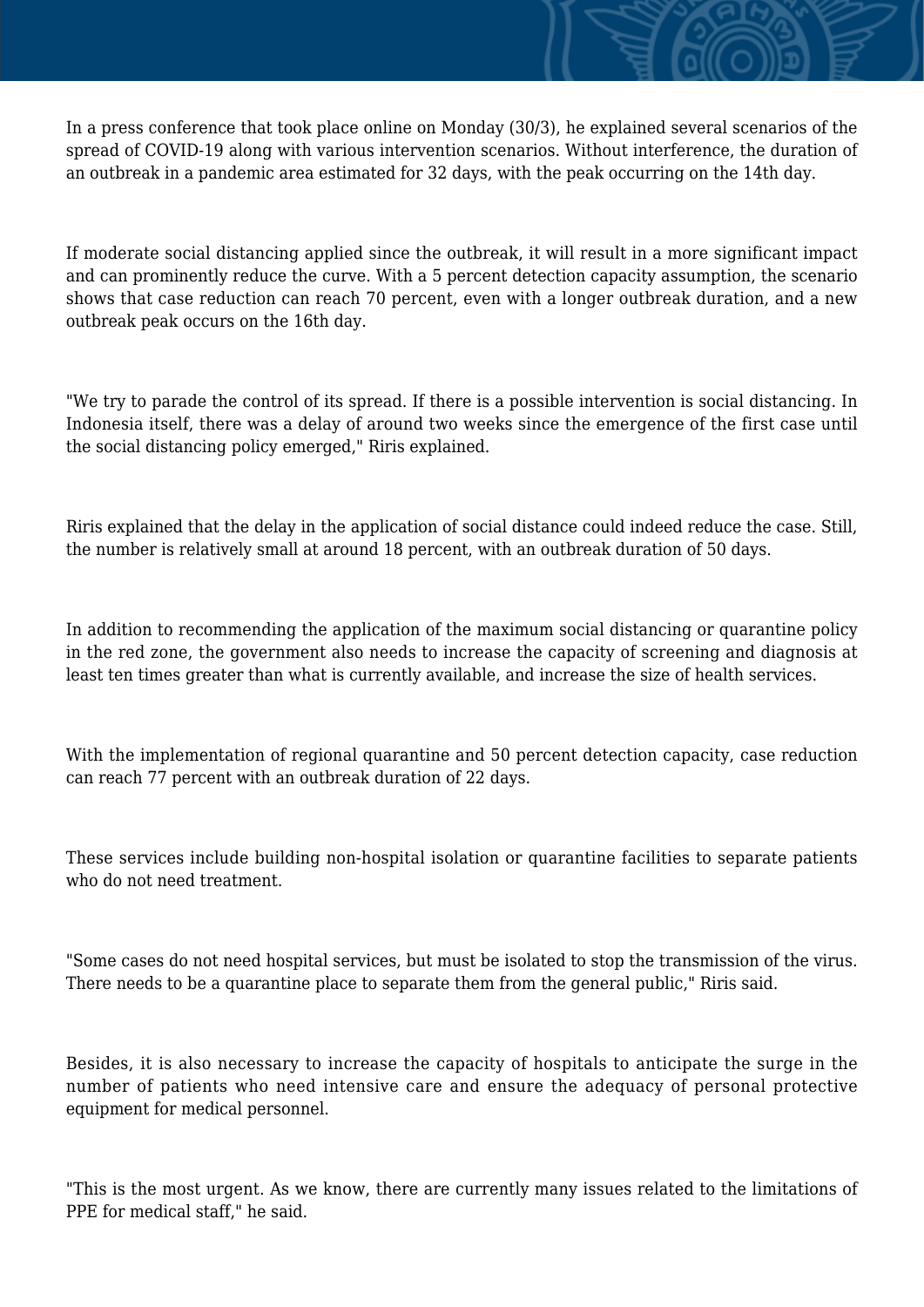In a press conference that took place online on Monday (30/3), he explained several scenarios of the spread of COVID-19 along with various intervention scenarios. Without interference, the duration of an outbreak in a pandemic area estimated for 32 days, with the peak occurring on the 14th day.

If moderate social distancing applied since the outbreak, it will result in a more significant impact and can prominently reduce the curve. With a 5 percent detection capacity assumption, the scenario shows that case reduction can reach 70 percent, even with a longer outbreak duration, and a new outbreak peak occurs on the 16th day.

"We try to parade the control of its spread. If there is a possible intervention is social distancing. In Indonesia itself, there was a delay of around two weeks since the emergence of the first case until the social distancing policy emerged," Riris explained.

Riris explained that the delay in the application of social distance could indeed reduce the case. Still, the number is relatively small at around 18 percent, with an outbreak duration of 50 days.

In addition to recommending the application of the maximum social distancing or quarantine policy in the red zone, the government also needs to increase the capacity of screening and diagnosis at least ten times greater than what is currently available, and increase the size of health services.

With the implementation of regional quarantine and 50 percent detection capacity, case reduction can reach 77 percent with an outbreak duration of 22 days.

These services include building non-hospital isolation or quarantine facilities to separate patients who do not need treatment.

"Some cases do not need hospital services, but must be isolated to stop the transmission of the virus. There needs to be a quarantine place to separate them from the general public," Riris said.

Besides, it is also necessary to increase the capacity of hospitals to anticipate the surge in the number of patients who need intensive care and ensure the adequacy of personal protective equipment for medical personnel.

"This is the most urgent. As we know, there are currently many issues related to the limitations of PPE for medical staff," he said.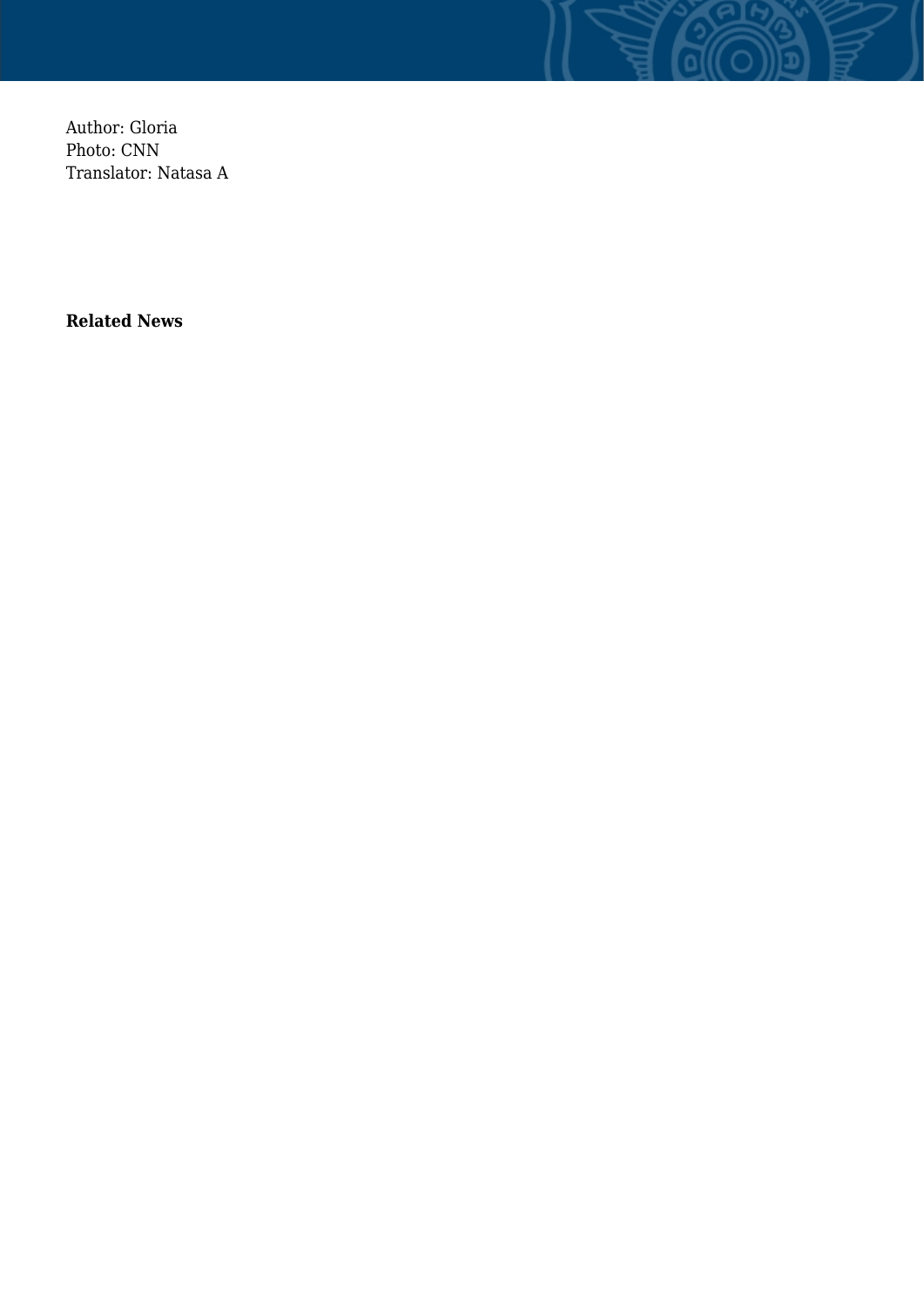Author: Gloria
Photo: CNN
Translator: Natasa A

**Related News**